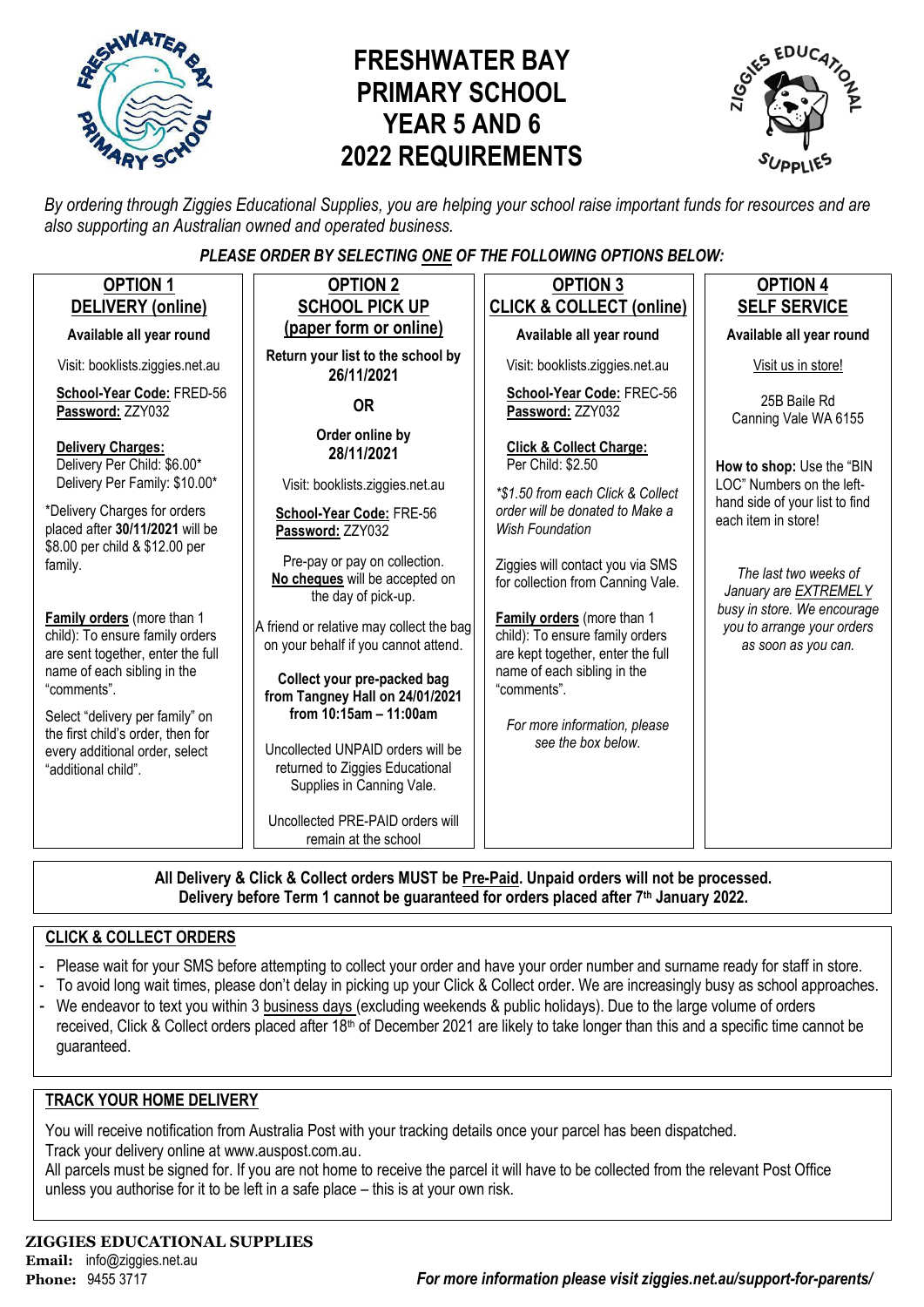# FRESHWATER BAY PRIMARY SCHOOL YEAR 5 AND 6 2022 REQUIREMENTS

*By ordering through Ziggies Educational Supplies, you are helping your school raise important funds for resources and are also supporting an Australian owned and operated business.*

***PLEASE ORDER BY SELECTING ONE OF THE FOLLOWING OPTIONS BELOW:***

## OPTION 1 – DELIVERY (online)

**Available all year round**

Visit: booklists.ziggies.net.au

**School-Year Code:** FRED-56
**Password:** ZZY032

**Delivery Charges:**
Delivery Per Child: $6.00*
Delivery Per Family: $10.00*

*Delivery Charges for orders placed after **30/11/2021** will be $8.00 per child & $12.00 per family.

**Family orders** (more than 1 child): To ensure family orders are sent together, enter the full name of each sibling in the "comments".

Select "delivery per family" on the first child's order, then for every additional order, select "additional child".

## OPTION 2 – SCHOOL PICK UP (paper form or online)

**Return your list to the school by 26/11/2021**

**OR**

**Order online by 28/11/2021**

Visit: booklists.ziggies.net.au

**School-Year Code:** FRE-56
**Password:** ZZY032

Pre-pay or pay on collection. **No cheques** will be accepted on the day of pick-up.

A friend or relative may collect the bag on your behalf if you cannot attend.

**Collect your pre-packed bag from Tangney Hall on 24/01/2021 from 10:15am – 11:00am**

Uncollected UNPAID orders will be returned to Ziggies Educational Supplies in Canning Vale.

Uncollected PRE-PAID orders will remain at the school

## OPTION 3 – CLICK & COLLECT (online)

**Available all year round**

Visit: booklists.ziggies.net.au

**School-Year Code:** FREC-56
**Password:** ZZY032

**Click & Collect Charge:**
Per Child: $2.50

*\*$1.50 from each Click & Collect order will be donated to Make a Wish Foundation*

Ziggies will contact you via SMS for collection from Canning Vale.

**Family orders** (more than 1 child): To ensure family orders are kept together, enter the full name of each sibling in the "comments".

*For more information, please see the box below.*

## OPTION 4 – SELF SERVICE

**Available all year round**

Visit us in store!

25B Baile Rd
Canning Vale WA 6155

**How to shop:** Use the "BIN LOC" Numbers on the left-hand side of your list to find each item in store!

*The last two weeks of January are EXTREMELY busy in store. We encourage you to arrange your orders as soon as you can.*

---

**All Delivery & Click & Collect orders MUST be Pre-Paid. Unpaid orders will not be processed.**
**Delivery before Term 1 cannot be guaranteed for orders placed after 7th January 2022.**

## CLICK & COLLECT ORDERS

- Please wait for your SMS before attempting to collect your order and have your order number and surname ready for staff in store.
- To avoid long wait times, please don't delay in picking up your Click & Collect order. We are increasingly busy as school approaches.
- We endeavor to text you within 3 business days (excluding weekends & public holidays). Due to the large volume of orders received, Click & Collect orders placed after 18th of December 2021 are likely to take longer than this and a specific time cannot be guaranteed.

## TRACK YOUR HOME DELIVERY

You will receive notification from Australia Post with your tracking details once your parcel has been dispatched.
Track your delivery online at www.auspost.com.au.
All parcels must be signed for. If you are not home to receive the parcel it will have to be collected from the relevant Post Office unless you authorise for it to be left in a safe place – this is at your own risk.

**ZIGGIES EDUCATIONAL SUPPLIES**
**Email:** info@ziggies.net.au
**Phone:** 9455 3717

***For more information please visit ziggies.net.au/support-for-parents/***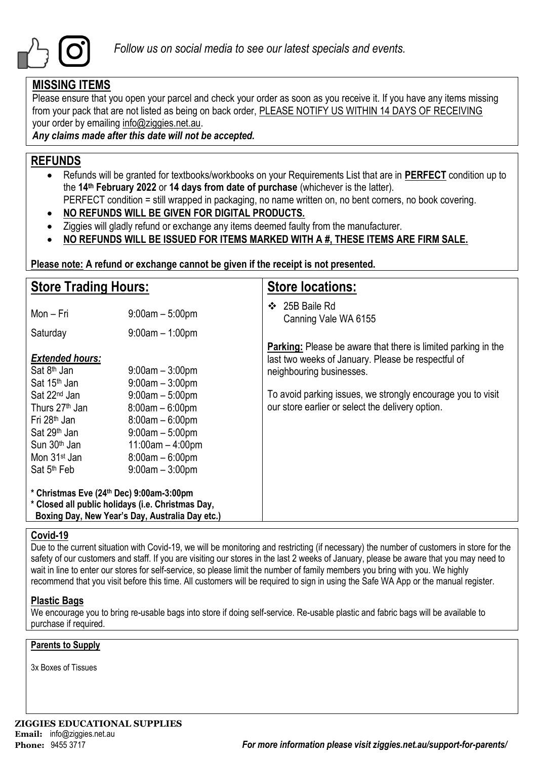*Follow us on social media to see our latest specials and events.*

## MISSING ITEMS

Please ensure that you open your parcel and check your order as soon as you receive it. If you have any items missing from your pack that are not listed as being on back order, PLEASE NOTIFY US WITHIN 14 DAYS OF RECEIVING your order by emailing info@ziggies.net.au.

***Any claims made after this date will not be accepted.***

## REFUNDS

- Refunds will be granted for textbooks/workbooks on your Requirements List that are in **PERFECT** condition up to the **14th February 2022** or **14 days from date of purchase** (whichever is the latter).
  PERFECT condition = still wrapped in packaging, no name written on, no bent corners, no book covering.
- **NO REFUNDS WILL BE GIVEN FOR DIGITAL PRODUCTS.**
- Ziggies will gladly refund or exchange any items deemed faulty from the manufacturer.
- **NO REFUNDS WILL BE ISSUED FOR ITEMS MARKED WITH A #, THESE ITEMS ARE FIRM SALE.**

**Please note: A refund or exchange cannot be given if the receipt is not presented.**

## Store Trading Hours:

| | |
|---|---|
| Mon – Fri | 9:00am – 5:00pm |
| Saturday | 9:00am – 1:00pm |

***Extended hours:***

| | |
|---|---|
| Sat 8th Jan | 9:00am – 3:00pm |
| Sat 15th Jan | 9:00am – 3:00pm |
| Sat 22nd Jan | 9:00am – 5:00pm |
| Thurs 27th Jan | 8:00am – 6:00pm |
| Fri 28th Jan | 8:00am – 6:00pm |
| Sat 29th Jan | 9:00am – 5:00pm |
| Sun 30th Jan | 11:00am – 4:00pm |
| Mon 31st Jan | 8:00am – 6:00pm |
| Sat 5th Feb | 9:00am – 3:00pm |

**\* Christmas Eve (24th Dec) 9:00am-3:00pm**
**\* Closed all public holidays (i.e. Christmas Day, Boxing Day, New Year's Day, Australia Day etc.)**

## Store locations:

- 25B Baile Rd
  Canning Vale WA 6155

**Parking:** Please be aware that there is limited parking in the last two weeks of January. Please be respectful of neighbouring businesses.

To avoid parking issues, we strongly encourage you to visit our store earlier or select the delivery option.

### Covid-19

Due to the current situation with Covid-19, we will be monitoring and restricting (if necessary) the number of customers in store for the safety of our customers and staff. If you are visiting our stores in the last 2 weeks of January, please be aware that you may need to wait in line to enter our stores for self-service, so please limit the number of family members you bring with you. We highly recommend that you visit before this time. All customers will be required to sign in using the Safe WA App or the manual register.

### Plastic Bags

We encourage you to bring re-usable bags into store if doing self-service. Re-usable plastic and fabric bags will be available to purchase if required.

### Parents to Supply

3x Boxes of Tissues

**ZIGGIES EDUCATIONAL SUPPLIES**
**Email:** info@ziggies.net.au
**Phone:** 9455 3717

***For more information please visit ziggies.net.au/support-for-parents/***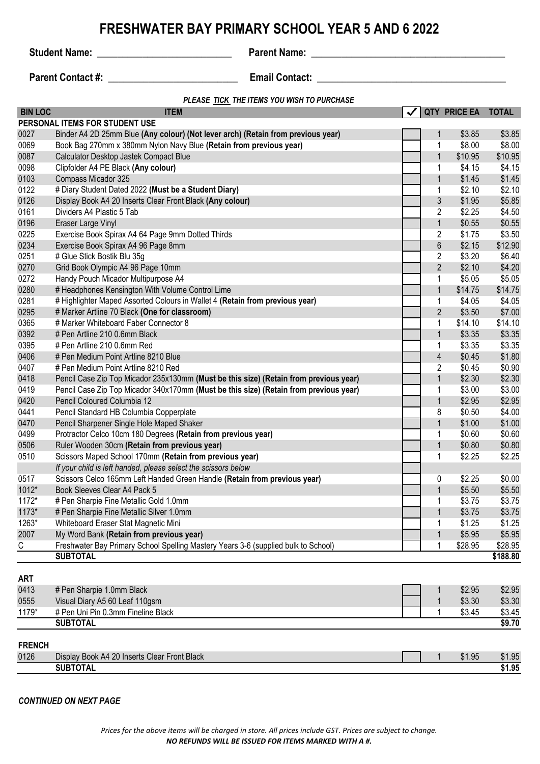# FRESHWATER BAY PRIMARY SCHOOL YEAR 5 AND 6 2022

**Student Name:** ___________________________ **Parent Name:** _______________________________________

**Parent Contact #:** _________________________ **Email Contact:** _____________________________________

***PLEASE TICK THE ITEMS YOU WISH TO PURCHASE***

| BIN LOC | ITEM | ✓ | QTY | PRICE EA | TOTAL |
|---|---|---|---|---|---|
| **PERSONAL ITEMS FOR STUDENT USE** | | | | | |
| 0027 | Binder A4 2D 25mm Blue **(Any colour) (Not lever arch) (Retain from previous year)** | | 1 | $3.85 | $3.85 |
| 0069 | Book Bag 270mm x 380mm Nylon Navy Blue **(Retain from previous year)** | | 1 | $8.00 | $8.00 |
| 0087 | Calculator Desktop Jastek Compact Blue | | 1 | $10.95 | $10.95 |
| 0098 | Clipfolder A4 PE Black **(Any colour)** | | 1 | $4.15 | $4.15 |
| 0103 | Compass Micador 325 | | 1 | $1.45 | $1.45 |
| 0122 | # Diary Student Dated 2022 **(Must be a Student Diary)** | | 1 | $2.10 | $2.10 |
| 0126 | Display Book A4 20 Inserts Clear Front Black **(Any colour)** | | 3 | $1.95 | $5.85 |
| 0161 | Dividers A4 Plastic 5 Tab | | 2 | $2.25 | $4.50 |
| 0196 | Eraser Large Vinyl | | 1 | $0.55 | $0.55 |
| 0225 | Exercise Book Spirax A4 64 Page 9mm Dotted Thirds | | 2 | $1.75 | $3.50 |
| 0234 | Exercise Book Spirax A4 96 Page 8mm | | 6 | $2.15 | $12.90 |
| 0251 | # Glue Stick Bostik Blu 35g | | 2 | $3.20 | $6.40 |
| 0270 | Grid Book Olympic A4 96 Page 10mm | | 2 | $2.10 | $4.20 |
| 0272 | Handy Pouch Micador Multipurpose A4 | | 1 | $5.05 | $5.05 |
| 0280 | # Headphones Kensington With Volume Control Lime | | 1 | $14.75 | $14.75 |
| 0281 | # Highlighter Maped Assorted Colours in Wallet 4 **(Retain from previous year)** | | 1 | $4.05 | $4.05 |
| 0295 | # Marker Artline 70 Black **(One for classroom)** | | 2 | $3.50 | $7.00 |
| 0365 | # Marker Whiteboard Faber Connector 8 | | 1 | $14.10 | $14.10 |
| 0392 | # Pen Artline 210 0.6mm Black | | 1 | $3.35 | $3.35 |
| 0395 | # Pen Artline 210 0.6mm Red | | 1 | $3.35 | $3.35 |
| 0406 | # Pen Medium Point Artline 8210 Blue | | 4 | $0.45 | $1.80 |
| 0407 | # Pen Medium Point Artline 8210 Red | | 2 | $0.45 | $0.90 |
| 0418 | Pencil Case Zip Top Micador 235x130mm **(Must be this size) (Retain from previous year)** | | 1 | $2.30 | $2.30 |
| 0419 | Pencil Case Zip Top Micador 340x170mm **(Must be this size) (Retain from previous year)** | | 1 | $3.00 | $3.00 |
| 0420 | Pencil Coloured Columbia 12 | | 1 | $2.95 | $2.95 |
| 0441 | Pencil Standard HB Columbia Copperplate | | 8 | $0.50 | $4.00 |
| 0470 | Pencil Sharpener Single Hole Maped Shaker | | 1 | $1.00 | $1.00 |
| 0499 | Protractor Celco 10cm 180 Degrees **(Retain from previous year)** | | 1 | $0.60 | $0.60 |
| 0506 | Ruler Wooden 30cm **(Retain from previous year)** | | 1 | $0.80 | $0.80 |
| 0510 | Scissors Maped School 170mm **(Retain from previous year)** | | 1 | $2.25 | $2.25 |
| | *If your child is left handed, please select the scissors below* | | | | |
| 0517 | Scissors Celco 165mm Left Handed Green Handle **(Retain from previous year)** | | 0 | $2.25 | $0.00 |
| 1012* | Book Sleeves Clear A4 Pack 5 | | 1 | $5.50 | $5.50 |
| 1172* | # Pen Sharpie Fine Metallic Gold 1.0mm | | 1 | $3.75 | $3.75 |
| 1173* | # Pen Sharpie Fine Metallic Silver 1.0mm | | 1 | $3.75 | $3.75 |
| 1263* | Whiteboard Eraser Stat Magnetic Mini | | 1 | $1.25 | $1.25 |
| 2007 | My Word Bank **(Retain from previous year)** | | 1 | $5.95 | $5.95 |
| C | Freshwater Bay Primary School Spelling Mastery Years 3-6 (supplied bulk to School) | | 1 | $28.95 | $28.95 |
| | **SUBTOTAL** | | | | **$188.80** |
| **ART** | | | | | |
| 0413 | # Pen Sharpie 1.0mm Black | | 1 | $2.95 | $2.95 |
| 0555 | Visual Diary A5 60 Leaf 110gsm | | 1 | $3.30 | $3.30 |
| 1179* | # Pen Uni Pin 0.3mm Fineline Black | | 1 | $3.45 | $3.45 |
| | **SUBTOTAL** | | | | **$9.70** |
| **FRENCH** | | | | | |
| 0126 | Display Book A4 20 Inserts Clear Front Black | | 1 | $1.95 | $1.95 |
| | **SUBTOTAL** | | | | **$1.95** |

***CONTINUED ON NEXT PAGE***

*Prices for the above items will be charged in store. All prices include GST. Prices are subject to change.*
***NO REFUNDS WILL BE ISSUED FOR ITEMS MARKED WITH A #.***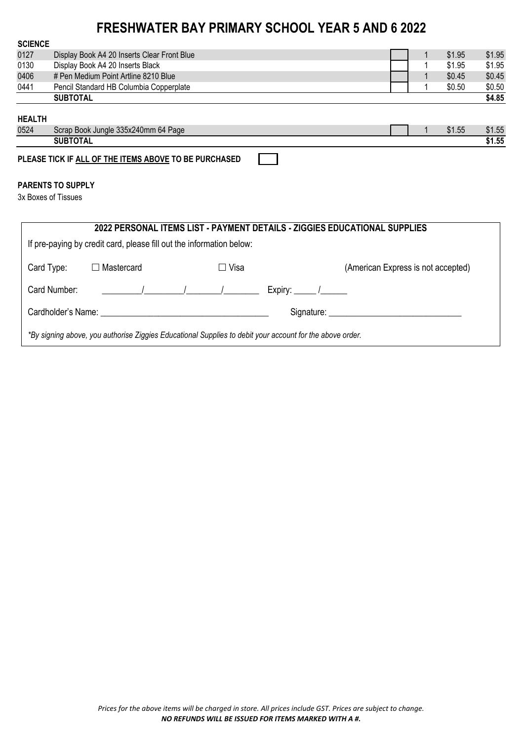# FRESHWATER BAY PRIMARY SCHOOL YEAR 5 AND 6 2022

**SCIENCE**

| | | | | | |
|---|---|---|---|---|---|
| 0127 | Display Book A4 20 Inserts Clear Front Blue | | 1 | $1.95 | $1.95 |
| 0130 | Display Book A4 20 Inserts Black | | 1 | $1.95 | $1.95 |
| 0406 | # Pen Medium Point Artline 8210 Blue | | 1 | $0.45 | $0.45 |
| 0441 | Pencil Standard HB Columbia Copperplate | | 1 | $0.50 | $0.50 |
| | **SUBTOTAL** | | | | **$4.85** |

**HEALTH**

| | | | | | |
|---|---|---|---|---|---|
| 0524 | Scrap Book Jungle 335x240mm 64 Page | | 1 | $1.55 | $1.55 |
| | **SUBTOTAL** | | | | **$1.55** |

**PLEASE TICK IF ALL OF THE ITEMS ABOVE TO BE PURCHASED** ☐

**PARENTS TO SUPPLY**

3x Boxes of Tissues

**2022 PERSONAL ITEMS LIST - PAYMENT DETAILS - ZIGGIES EDUCATIONAL SUPPLIES**

If pre-paying by credit card, please fill out the information below:

Card Type: ☐ Mastercard ☐ Visa (American Express is not accepted)

Card Number: _________/_________/________/________ Expiry: _____ /______

Cardholder's Name: _____________________________________ Signature: ______________________________

*\*By signing above, you authorise Ziggies Educational Supplies to debit your account for the above order.*

*Prices for the above items will be charged in store. All prices include GST. Prices are subject to change.*

***NO REFUNDS WILL BE ISSUED FOR ITEMS MARKED WITH A #.***